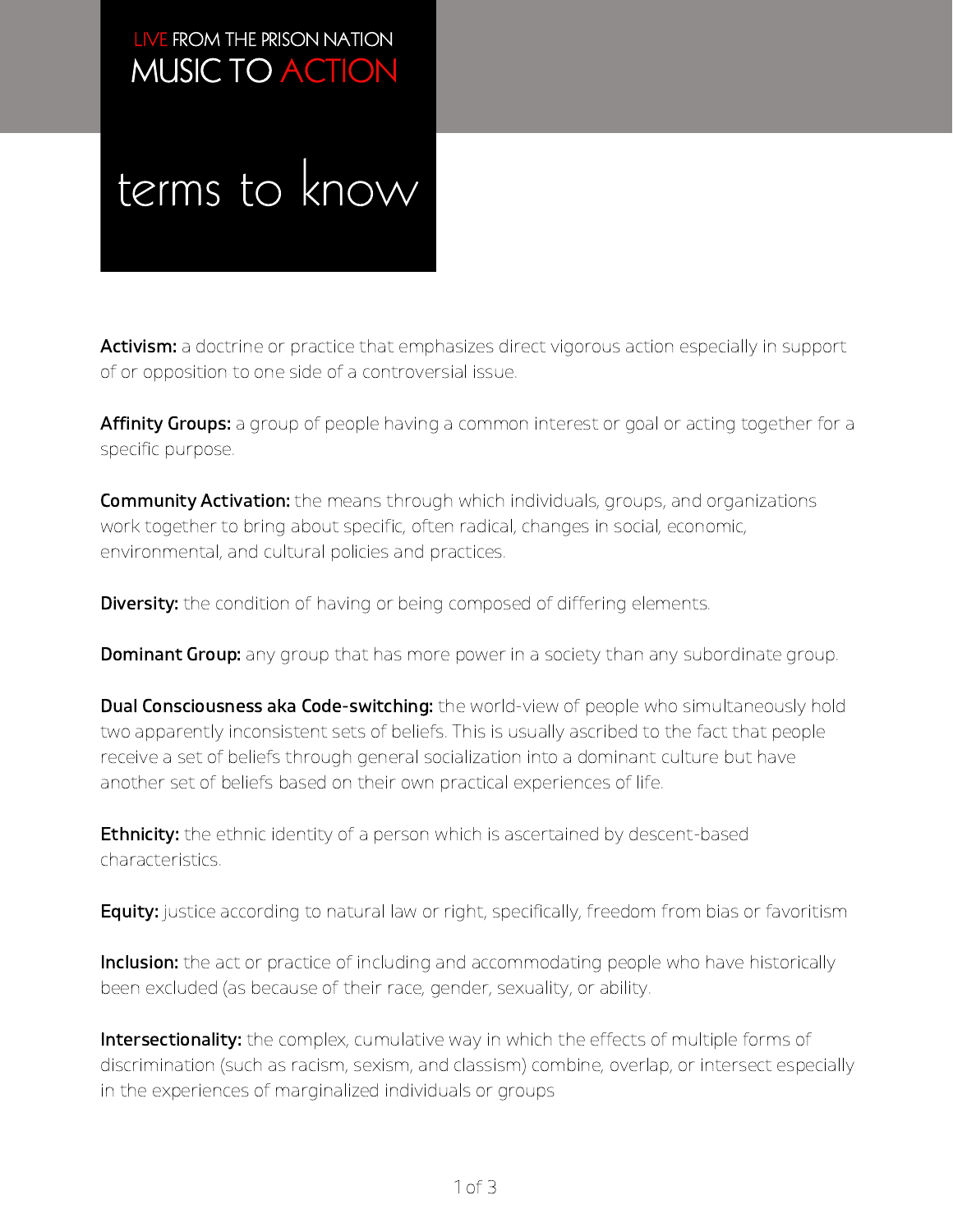LIVE FROM THE PRISON NATION

MUSIC TO ACTION

# terms to know

**Activism:** a doctrine or practice that emphasizes direct vigorous action especially in support of or opposition to one side of a controversial issue.

**Affinity Groups:** a group of people having a common interest or goal or acting together for a specific purpose.

**Community Activation:** the means through which individuals, groups, and organizations work together to bring about specific, often radical, changes in social, economic, environmental, and cultural policies and practices.

**Diversity:** the condition of having or being composed of differing elements.

**Dominant Group:** any group that has more power in a society than any subordinate group.

**Dual Consciousness aka Code-switching:** the world-view of people who simultaneously hold two apparently inconsistent sets of beliefs. This is usually ascribed to the fact that people receive a set of beliefs through general socialization into a dominant culture but have another set of beliefs based on their own practical experiences of life.

**Ethnicity:** the ethnic identity of a person which is ascertained by descent-based characteristics.

**Equity:** justice according to natural law or right, specifically, freedom from bias or favoritism

**Inclusion:** the act or practice of including and accommodating people who have historically been excluded (as because of their race, gender, sexuality, or ability.

**Intersectionality:** the complex, cumulative way in which the effects of multiple forms of discrimination (such as racism, sexism, and classism) combine, overlap, or intersect especially in the experiences of marginalized individuals or groups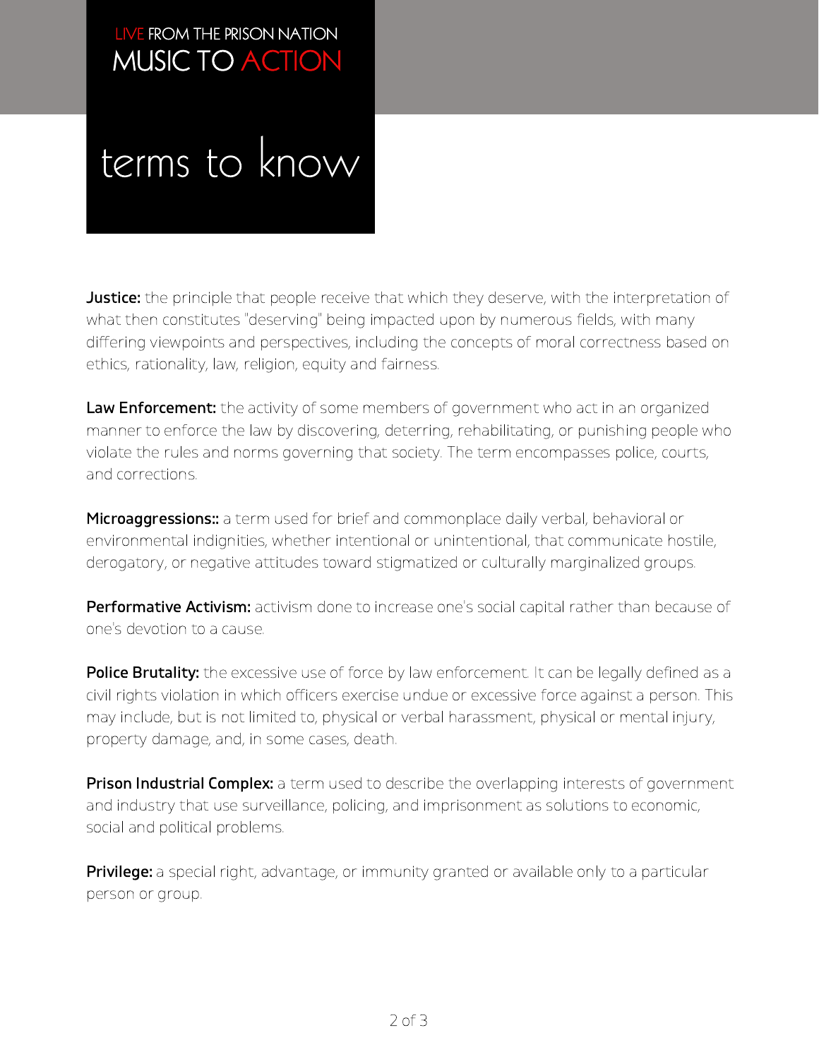LIVE FROM THE PRISON NATION
MUSIC TO ACTION

# terms to know

**Justice:** the principle that people receive that which they deserve, with the interpretation of what then constitutes "deserving" being impacted upon by numerous fields, with many differing viewpoints and perspectives, including the concepts of moral correctness based on ethics, rationality, law, religion, equity and fairness.

**Law Enforcement:** the activity of some members of government who act in an organized manner to enforce the law by discovering, deterring, rehabilitating, or punishing people who violate the rules and norms governing that society. The term encompasses police, courts, and corrections.

**Microaggressions::** a term used for brief and commonplace daily verbal, behavioral or environmental indignities, whether intentional or unintentional, that communicate hostile, derogatory, or negative attitudes toward stigmatized or culturally marginalized groups.

**Performative Activism:** activism done to increase one's social capital rather than because of one's devotion to a cause.

**Police Brutality:** the excessive use of force by law enforcement. It can be legally defined as a civil rights violation in which officers exercise undue or excessive force against a person. This may include, but is not limited to, physical or verbal harassment, physical or mental injury, property damage, and, in some cases, death.

**Prison Industrial Complex:** a term used to describe the overlapping interests of government and industry that use surveillance, policing, and imprisonment as solutions to economic, social and political problems.

**Privilege:** a special right, advantage, or immunity granted or available only to a particular person or group.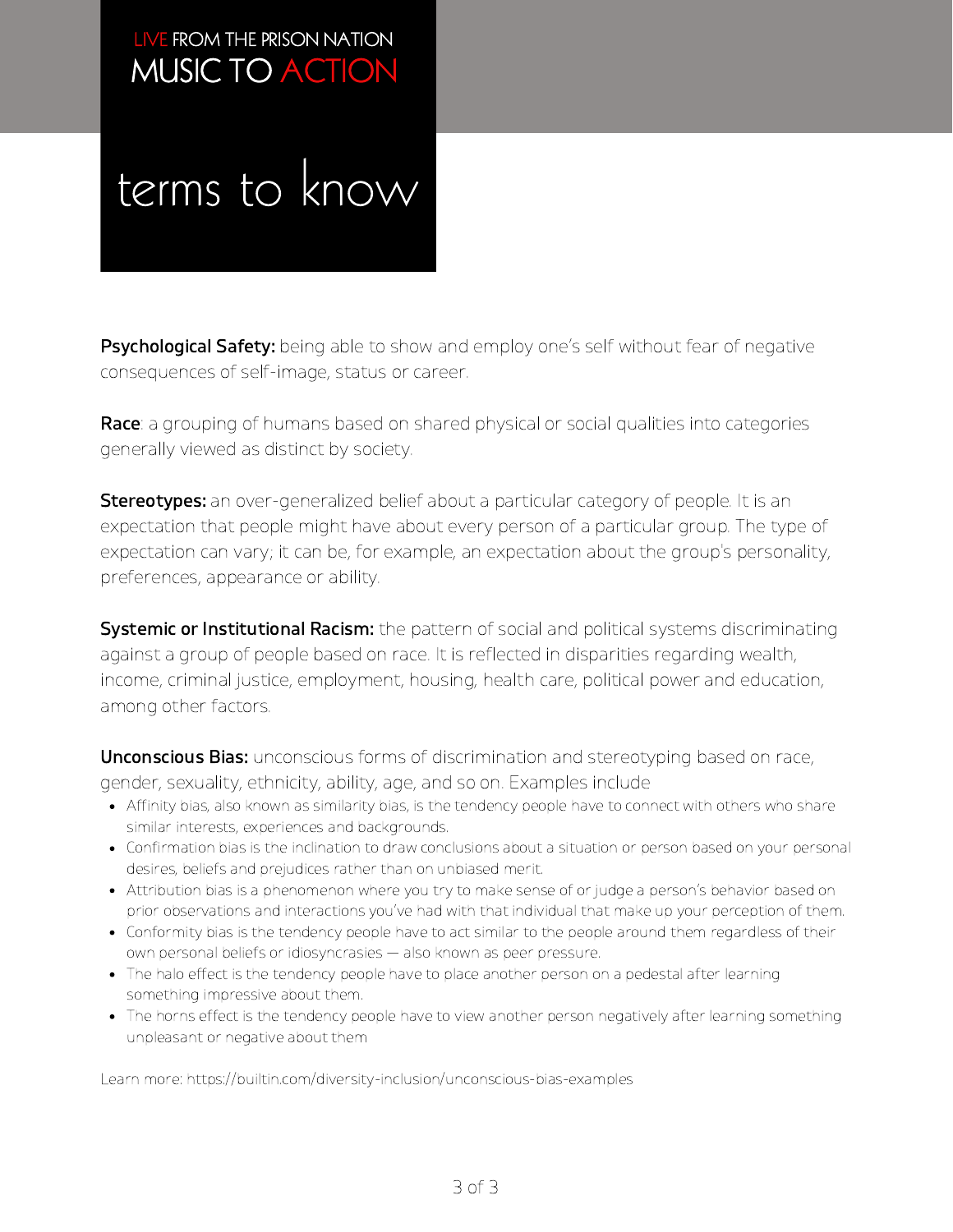LIVE FROM THE PRISON NATION

MUSIC TO ACTION

# terms to know

**Psychological Safety:** being able to show and employ one's self without fear of negative consequences of self-image, status or career.

**Race**: a grouping of humans based on shared physical or social qualities into categories generally viewed as distinct by society.

**Stereotypes:** an over-generalized belief about a particular category of people. It is an expectation that people might have about every person of a particular group. The type of expectation can vary; it can be, for example, an expectation about the group's personality, preferences, appearance or ability.

**Systemic or Institutional Racism:** the pattern of social and political systems discriminating against a group of people based on race. It is reflected in disparities regarding wealth, income, criminal justice, employment, housing, health care, political power and education, among other factors.

**Unconscious Bias:** unconscious forms of discrimination and stereotyping based on race, gender, sexuality, ethnicity, ability, age, and so on. Examples include

- Affinity bias, also known as similarity bias, is the tendency people have to connect with others who share similar interests, experiences and backgrounds.
- Confirmation bias is the inclination to draw conclusions about a situation or person based on your personal desires, beliefs and prejudices rather than on unbiased merit.
- Attribution bias is a phenomenon where you try to make sense of or judge a person's behavior based on prior observations and interactions you've had with that individual that make up your perception of them.
- Conformity bias is the tendency people have to act similar to the people around them regardless of their own personal beliefs or idiosyncrasies — also known as peer pressure.
- The halo effect is the tendency people have to place another person on a pedestal after learning something impressive about them.
- The horns effect is the tendency people have to view another person negatively after learning something unpleasant or negative about them

Learn more: https://builtin.com/diversity-inclusion/unconscious-bias-examples